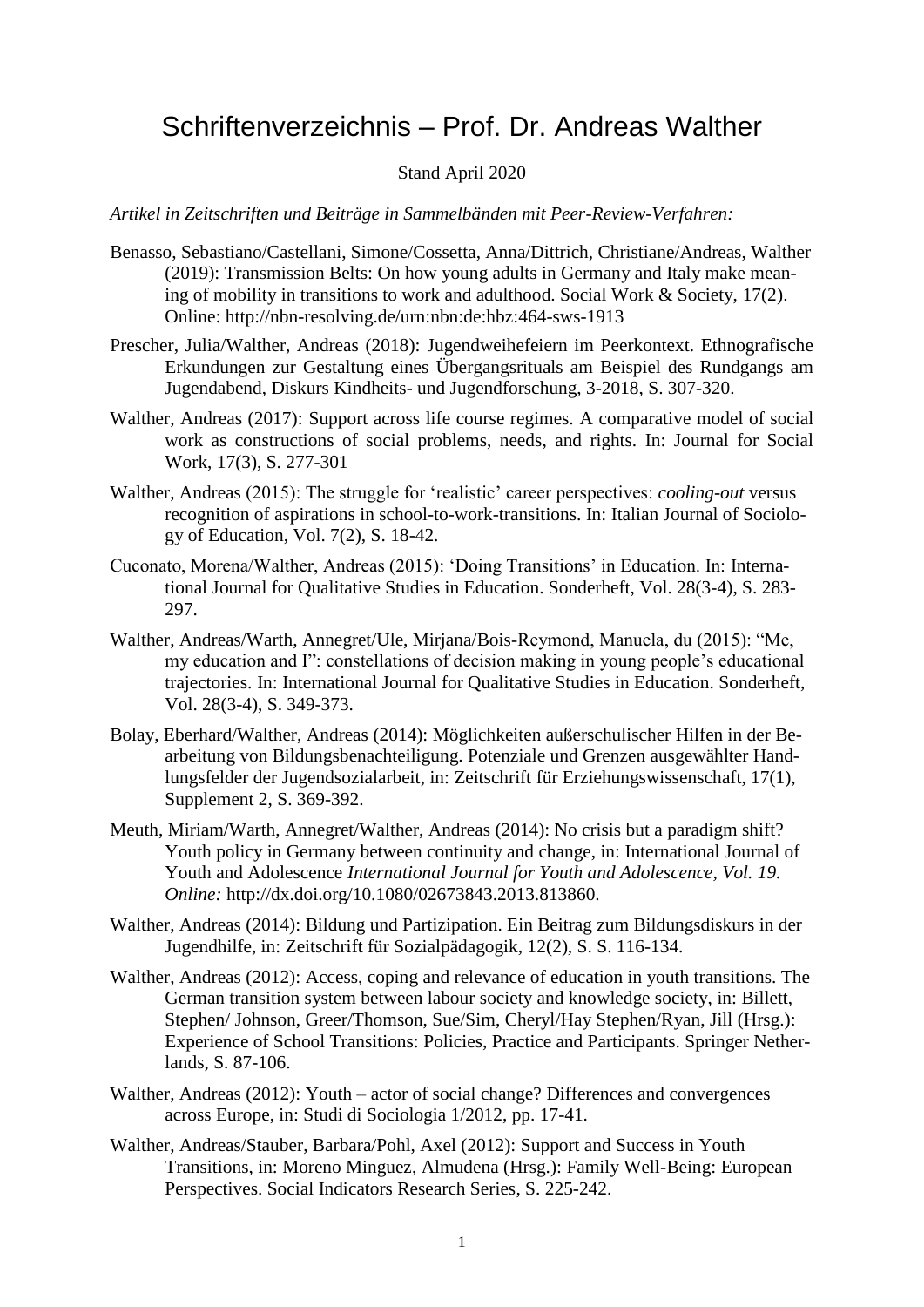# Schriftenverzeichnis – Prof. Dr. Andreas Walther

Stand April 2020

*Artikel in Zeitschriften und Beiträge in Sammelbänden mit Peer-Review-Verfahren:*

Benasso, Sebastiano/Castellani, Simone/Cossetta, Anna/Dittrich, Christiane/Andreas, Walther (2019): Transmission Belts: On how young adults in Germany and Italy make meaning of mobility in transitions to work and adulthood. Social Work & Society, 17(2). Online: http://nbn-resolving.de/urn:nbn:de:hbz:464-sws-1913

Prescher, Julia/Walther, Andreas (2018): Jugendweihefeiern im Peerkontext. Ethnografische Erkundungen zur Gestaltung eines Übergangsrituals am Beispiel des Rundgangs am Jugendabend, Diskurs Kindheits- und Jugendforschung, 3-2018, S. 307-320.

Walther, Andreas (2017): Support across life course regimes. A comparative model of social work as constructions of social problems, needs, and rights. In: Journal for Social Work, 17(3), S. 277-301

Walther, Andreas (2015): The struggle for 'realistic' career perspectives: *cooling-out* versus recognition of aspirations in school-to-work-transitions. In: Italian Journal of Sociology of Education, Vol. 7(2), S. 18-42.

Cuconato, Morena/Walther, Andreas (2015): 'Doing Transitions' in Education. In: International Journal for Qualitative Studies in Education. Sonderheft, Vol. 28(3-4), S. 283-297.

Walther, Andreas/Warth, Annegret/Ule, Mirjana/Bois-Reymond, Manuela, du (2015): "Me, my education and I": constellations of decision making in young people's educational trajectories. In: International Journal for Qualitative Studies in Education. Sonderheft, Vol. 28(3-4), S. 349-373.

Bolay, Eberhard/Walther, Andreas (2014): Möglichkeiten außerschulischer Hilfen in der Bearbeitung von Bildungsbenachteiligung. Potenziale und Grenzen ausgewählter Handlungsfelder der Jugendsozialarbeit, in: Zeitschrift für Erziehungswissenschaft, 17(1), Supplement 2, S. 369-392.

Meuth, Miriam/Warth, Annegret/Walther, Andreas (2014): No crisis but a paradigm shift? Youth policy in Germany between continuity and change, in: International Journal of Youth and Adolescence *International Journal for Youth and Adolescence, Vol. 19. Online:* http://dx.doi.org/10.1080/02673843.2013.813860.

Walther, Andreas (2014): Bildung und Partizipation. Ein Beitrag zum Bildungsdiskurs in der Jugendhilfe, in: Zeitschrift für Sozialpädagogik, 12(2), S. S. 116-134.

Walther, Andreas (2012): Access, coping and relevance of education in youth transitions. The German transition system between labour society and knowledge society, in: Billett, Stephen/ Johnson, Greer/Thomson, Sue/Sim, Cheryl/Hay Stephen/Ryan, Jill (Hrsg.): Experience of School Transitions: Policies, Practice and Participants. Springer Netherlands, S. 87-106.

Walther, Andreas (2012): Youth – actor of social change? Differences and convergences across Europe, in: Studi di Sociologia 1/2012, pp. 17-41.

Walther, Andreas/Stauber, Barbara/Pohl, Axel (2012): Support and Success in Youth Transitions, in: Moreno Minguez, Almudena (Hrsg.): Family Well-Being: European Perspectives. Social Indicators Research Series, S. 225-242.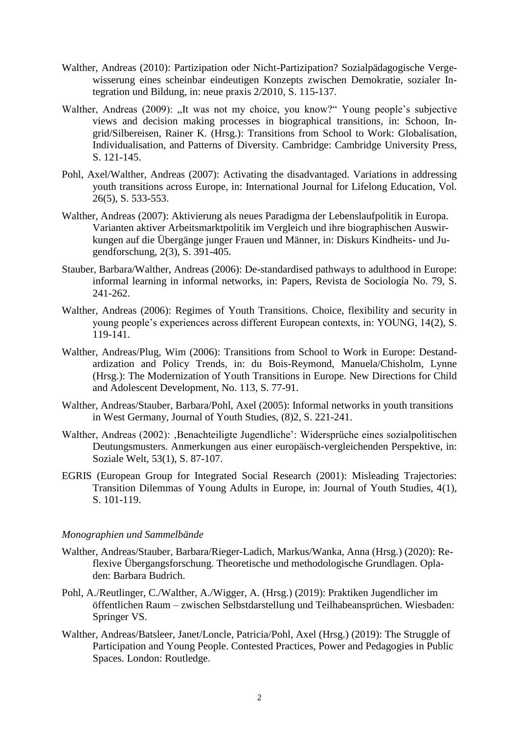Walther, Andreas (2010): Partizipation oder Nicht-Partizipation? Sozialpädagogische Vergewisserung eines scheinbar eindeutigen Konzepts zwischen Demokratie, sozialer Integration und Bildung, in: neue praxis 2/2010, S. 115-137.

Walther, Andreas (2009): „It was not my choice, you know?" Young people's subjective views and decision making processes in biographical transitions, in: Schoon, Ingrid/Silbereisen, Rainer K. (Hrsg.): Transitions from School to Work: Globalisation, Individualisation, and Patterns of Diversity. Cambridge: Cambridge University Press, S. 121-145.

Pohl, Axel/Walther, Andreas (2007): Activating the disadvantaged. Variations in addressing youth transitions across Europe, in: International Journal for Lifelong Education, Vol. 26(5), S. 533-553.

Walther, Andreas (2007): Aktivierung als neues Paradigma der Lebenslaufpolitik in Europa. Varianten aktiver Arbeitsmarktpolitik im Vergleich und ihre biographischen Auswirkungen auf die Übergänge junger Frauen und Männer, in: Diskurs Kindheits- und Jugendforschung, 2(3), S. 391-405.

Stauber, Barbara/Walther, Andreas (2006): De-standardised pathways to adulthood in Europe: informal learning in informal networks, in: Papers, Revista de Sociología No. 79, S. 241-262.

Walther, Andreas (2006): Regimes of Youth Transitions. Choice, flexibility and security in young people's experiences across different European contexts, in: YOUNG, 14(2), S. 119-141.

Walther, Andreas/Plug, Wim (2006): Transitions from School to Work in Europe: Destandardization and Policy Trends, in: du Bois-Reymond, Manuela/Chisholm, Lynne (Hrsg.): The Modernization of Youth Transitions in Europe. New Directions for Child and Adolescent Development, No. 113, S. 77-91.

Walther, Andreas/Stauber, Barbara/Pohl, Axel (2005): Informal networks in youth transitions in West Germany, Journal of Youth Studies, (8)2, S. 221-241.

Walther, Andreas (2002): ‚Benachteiligte Jugendliche': Widersprüche eines sozialpolitischen Deutungsmusters. Anmerkungen aus einer europäisch-vergleichenden Perspektive, in: Soziale Welt, 53(1), S. 87-107.

EGRIS (European Group for Integrated Social Research (2001): Misleading Trajectories: Transition Dilemmas of Young Adults in Europe, in: Journal of Youth Studies, 4(1), S. 101-119.

*Monographien und Sammelbände*

Walther, Andreas/Stauber, Barbara/Rieger-Ladich, Markus/Wanka, Anna (Hrsg.) (2020): Reflexive Übergangsforschung. Theoretische und methodologische Grundlagen. Opladen: Barbara Budrich.

Pohl, A./Reutlinger, C./Walther, A./Wigger, A. (Hrsg.) (2019): Praktiken Jugendlicher im öffentlichen Raum – zwischen Selbstdarstellung und Teilhabeansprüchen. Wiesbaden: Springer VS.

Walther, Andreas/Batsleer, Janet/Loncle, Patricia/Pohl, Axel (Hrsg.) (2019): The Struggle of Participation and Young People. Contested Practices, Power and Pedagogies in Public Spaces. London: Routledge.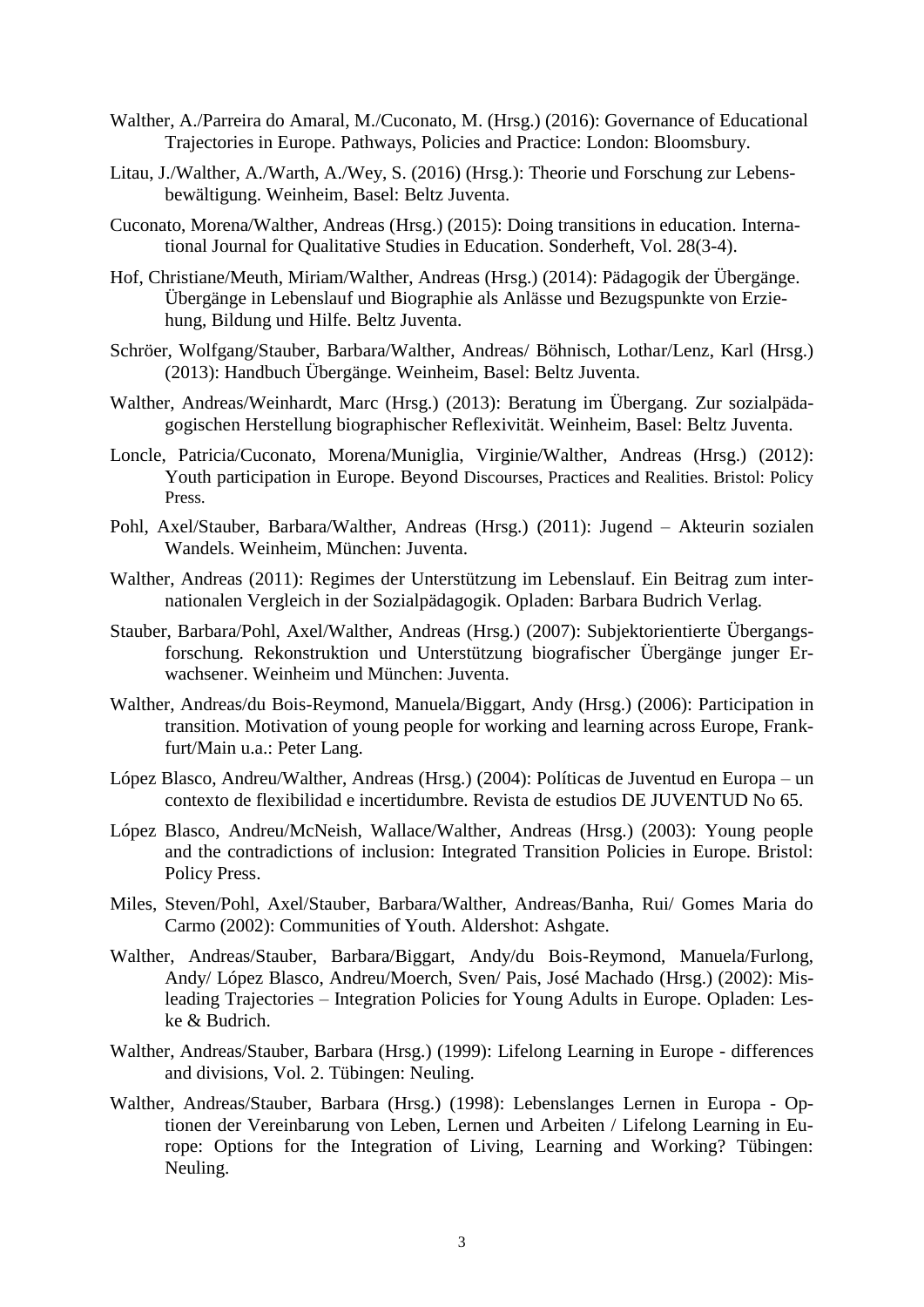Walther, A./Parreira do Amaral, M./Cuconato, M. (Hrsg.) (2016): Governance of Educational Trajectories in Europe. Pathways, Policies and Practice: London: Bloomsbury.

Litau, J./Walther, A./Warth, A./Wey, S. (2016) (Hrsg.): Theorie und Forschung zur Lebensbewältigung. Weinheim, Basel: Beltz Juventa.

Cuconato, Morena/Walther, Andreas (Hrsg.) (2015): Doing transitions in education. International Journal for Qualitative Studies in Education. Sonderheft, Vol. 28(3-4).

Hof, Christiane/Meuth, Miriam/Walther, Andreas (Hrsg.) (2014): Pädagogik der Übergänge. Übergänge in Lebenslauf und Biographie als Anlässe und Bezugspunkte von Erziehung, Bildung und Hilfe. Beltz Juventa.

Schröer, Wolfgang/Stauber, Barbara/Walther, Andreas/ Böhnisch, Lothar/Lenz, Karl (Hrsg.) (2013): Handbuch Übergänge. Weinheim, Basel: Beltz Juventa.

Walther, Andreas/Weinhardt, Marc (Hrsg.) (2013): Beratung im Übergang. Zur sozialpädagogischen Herstellung biographischer Reflexivität. Weinheim, Basel: Beltz Juventa.

Loncle, Patricia/Cuconato, Morena/Muniglia, Virginie/Walther, Andreas (Hrsg.) (2012): Youth participation in Europe. Beyond Discourses, Practices and Realities. Bristol: Policy Press.

Pohl, Axel/Stauber, Barbara/Walther, Andreas (Hrsg.) (2011): Jugend – Akteurin sozialen Wandels. Weinheim, München: Juventa.

Walther, Andreas (2011): Regimes der Unterstützung im Lebenslauf. Ein Beitrag zum internationalen Vergleich in der Sozialpädagogik. Opladen: Barbara Budrich Verlag.

Stauber, Barbara/Pohl, Axel/Walther, Andreas (Hrsg.) (2007): Subjektorientierte Übergangsforschung. Rekonstruktion und Unterstützung biografischer Übergänge junger Erwachsener. Weinheim und München: Juventa.

Walther, Andreas/du Bois-Reymond, Manuela/Biggart, Andy (Hrsg.) (2006): Participation in transition. Motivation of young people for working and learning across Europe, Frankfurt/Main u.a.: Peter Lang.

López Blasco, Andreu/Walther, Andreas (Hrsg.) (2004): Políticas de Juventud en Europa – un contexto de flexibilidad e incertidumbre. Revista de estudios DE JUVENTUD No 65.

López Blasco, Andreu/McNeish, Wallace/Walther, Andreas (Hrsg.) (2003): Young people and the contradictions of inclusion: Integrated Transition Policies in Europe. Bristol: Policy Press.

Miles, Steven/Pohl, Axel/Stauber, Barbara/Walther, Andreas/Banha, Rui/ Gomes Maria do Carmo (2002): Communities of Youth. Aldershot: Ashgate.

Walther, Andreas/Stauber, Barbara/Biggart, Andy/du Bois-Reymond, Manuela/Furlong, Andy/ López Blasco, Andreu/Moerch, Sven/ Pais, José Machado (Hrsg.) (2002): Misleading Trajectories – Integration Policies for Young Adults in Europe. Opladen: Leske & Budrich.

Walther, Andreas/Stauber, Barbara (Hrsg.) (1999): Lifelong Learning in Europe - differences and divisions, Vol. 2. Tübingen: Neuling.

Walther, Andreas/Stauber, Barbara (Hrsg.) (1998): Lebenslanges Lernen in Europa - Optionen der Vereinbarung von Leben, Lernen und Arbeiten / Lifelong Learning in Europe: Options for the Integration of Living, Learning and Working? Tübingen: Neuling.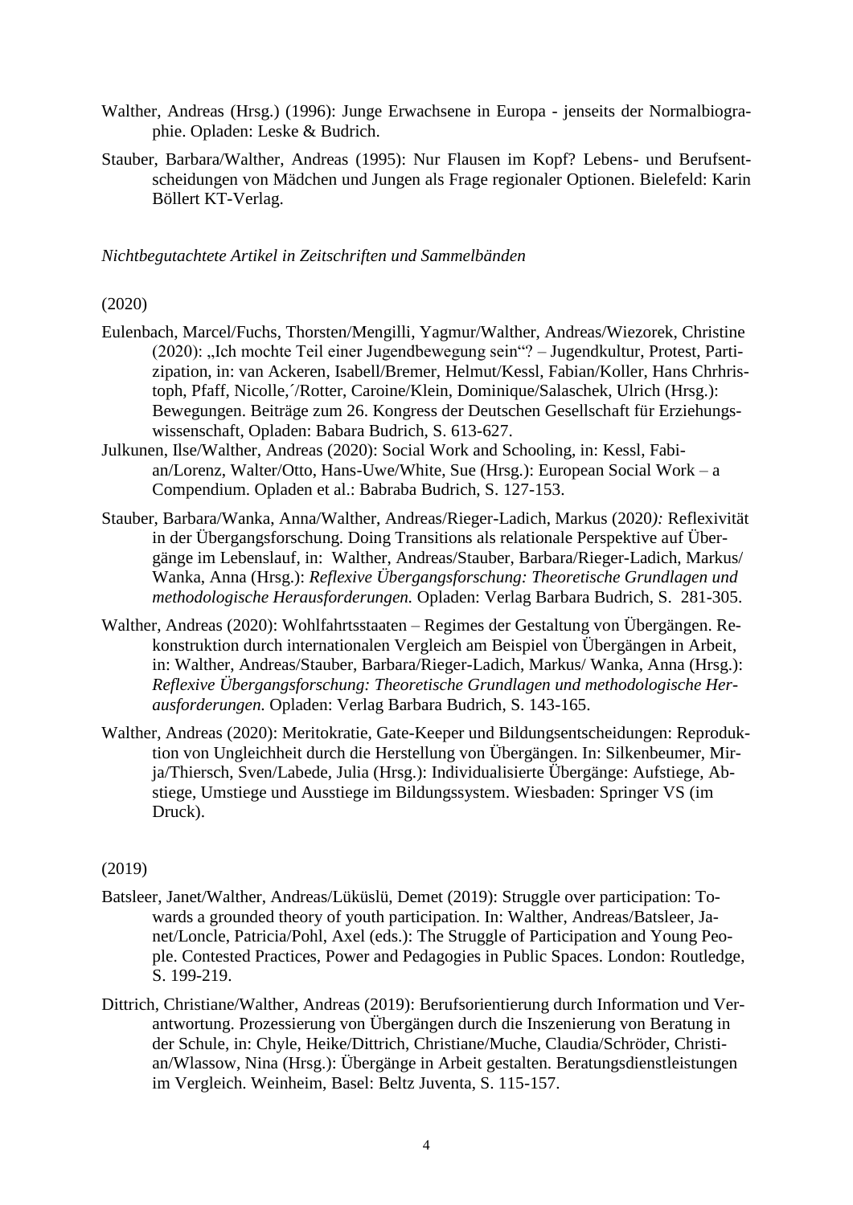Walther, Andreas (Hrsg.) (1996): Junge Erwachsene in Europa - jenseits der Normalbiographie. Opladen: Leske & Budrich.

Stauber, Barbara/Walther, Andreas (1995): Nur Flausen im Kopf? Lebens- und Berufsentscheidungen von Mädchen und Jungen als Frage regionaler Optionen. Bielefeld: Karin Böllert KT-Verlag.

*Nichtbegutachtete Artikel in Zeitschriften und Sammelbänden*

(2020)

Eulenbach, Marcel/Fuchs, Thorsten/Mengilli, Yagmur/Walther, Andreas/Wiezorek, Christine (2020): „Ich mochte Teil einer Jugendbewegung sein"? – Jugendkultur, Protest, Partizipation, in: van Ackeren, Isabell/Bremer, Helmut/Kessl, Fabian/Koller, Hans Chrhristoph, Pfaff, Nicolle,´/Rotter, Caroine/Klein, Dominique/Salaschek, Ulrich (Hrsg.): Bewegungen. Beiträge zum 26. Kongress der Deutschen Gesellschaft für Erziehungswissenschaft, Opladen: Babara Budrich, S. 613-627.

Julkunen, Ilse/Walther, Andreas (2020): Social Work and Schooling, in: Kessl, Fabian/Lorenz, Walter/Otto, Hans-Uwe/White, Sue (Hrsg.): European Social Work – a Compendium. Opladen et al.: Babraba Budrich, S. 127-153.

Stauber, Barbara/Wanka, Anna/Walther, Andreas/Rieger-Ladich, Markus (2020*):* Reflexivität in der Übergangsforschung. Doing Transitions als relationale Perspektive auf Übergänge im Lebenslauf, in: Walther, Andreas/Stauber, Barbara/Rieger-Ladich, Markus/ Wanka, Anna (Hrsg.): *Reflexive Übergangsforschung: Theoretische Grundlagen und methodologische Herausforderungen.* Opladen: Verlag Barbara Budrich, S. 281-305.

Walther, Andreas (2020): Wohlfahrtsstaaten – Regimes der Gestaltung von Übergängen. Rekonstruktion durch internationalen Vergleich am Beispiel von Übergängen in Arbeit, in: Walther, Andreas/Stauber, Barbara/Rieger-Ladich, Markus/ Wanka, Anna (Hrsg.): *Reflexive Übergangsforschung: Theoretische Grundlagen und methodologische Herausforderungen.* Opladen: Verlag Barbara Budrich, S. 143-165.

Walther, Andreas (2020): Meritokratie, Gate-Keeper und Bildungsentscheidungen: Reproduktion von Ungleichheit durch die Herstellung von Übergängen. In: Silkenbeumer, Mirja/Thiersch, Sven/Labede, Julia (Hrsg.): Individualisierte Übergänge: Aufstiege, Abstiege, Umstiege und Ausstiege im Bildungssystem. Wiesbaden: Springer VS (im Druck).

(2019)

Batsleer, Janet/Walther, Andreas/Lüküslü, Demet (2019): Struggle over participation: Towards a grounded theory of youth participation. In: Walther, Andreas/Batsleer, Janet/Loncle, Patricia/Pohl, Axel (eds.): The Struggle of Participation and Young People. Contested Practices, Power and Pedagogies in Public Spaces. London: Routledge, S. 199-219.

Dittrich, Christiane/Walther, Andreas (2019): Berufsorientierung durch Information und Verantwortung. Prozessierung von Übergängen durch die Inszenierung von Beratung in der Schule, in: Chyle, Heike/Dittrich, Christiane/Muche, Claudia/Schröder, Christian/Wlassow, Nina (Hrsg.): Übergänge in Arbeit gestalten. Beratungsdienstleistungen im Vergleich. Weinheim, Basel: Beltz Juventa, S. 115-157.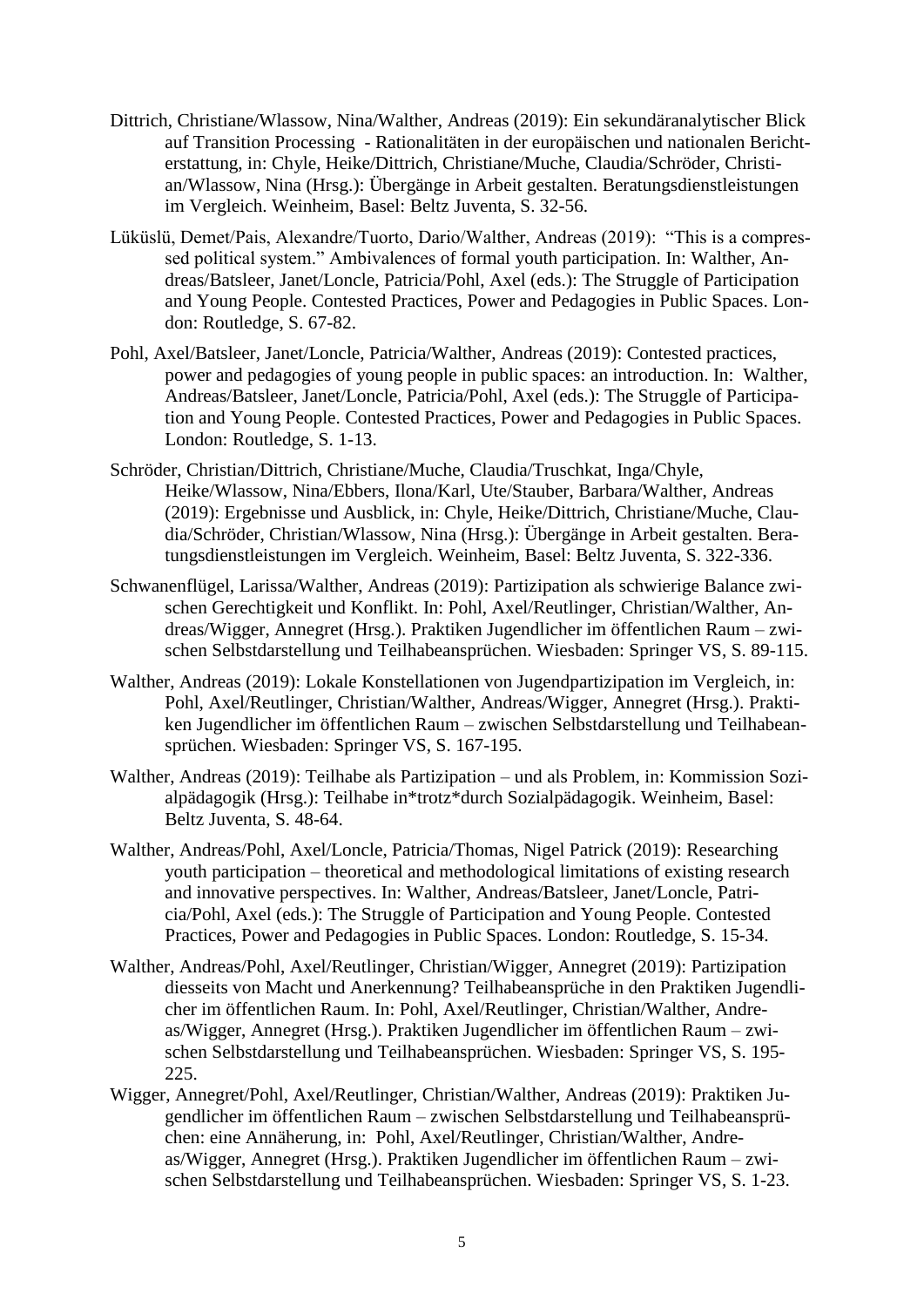Dittrich, Christiane/Wlassow, Nina/Walther, Andreas (2019): Ein sekundäranalytischer Blick auf Transition Processing - Rationalitäten in der europäischen und nationalen Berichterstattung, in: Chyle, Heike/Dittrich, Christiane/Muche, Claudia/Schröder, Christian/Wlassow, Nina (Hrsg.): Übergänge in Arbeit gestalten. Beratungsdienstleistungen im Vergleich. Weinheim, Basel: Beltz Juventa, S. 32-56.

Lüküslü, Demet/Pais, Alexandre/Tuorto, Dario/Walther, Andreas (2019): "This is a compressed political system." Ambivalences of formal youth participation. In: Walther, Andreas/Batsleer, Janet/Loncle, Patricia/Pohl, Axel (eds.): The Struggle of Participation and Young People. Contested Practices, Power and Pedagogies in Public Spaces. London: Routledge, S. 67-82.

Pohl, Axel/Batsleer, Janet/Loncle, Patricia/Walther, Andreas (2019): Contested practices, power and pedagogies of young people in public spaces: an introduction. In: Walther, Andreas/Batsleer, Janet/Loncle, Patricia/Pohl, Axel (eds.): The Struggle of Participation and Young People. Contested Practices, Power and Pedagogies in Public Spaces. London: Routledge, S. 1-13.

Schröder, Christian/Dittrich, Christiane/Muche, Claudia/Truschkat, Inga/Chyle, Heike/Wlassow, Nina/Ebbers, Ilona/Karl, Ute/Stauber, Barbara/Walther, Andreas (2019): Ergebnisse und Ausblick, in: Chyle, Heike/Dittrich, Christiane/Muche, Claudia/Schröder, Christian/Wlassow, Nina (Hrsg.): Übergänge in Arbeit gestalten. Beratungsdienstleistungen im Vergleich. Weinheim, Basel: Beltz Juventa, S. 322-336.

Schwanenflügel, Larissa/Walther, Andreas (2019): Partizipation als schwierige Balance zwischen Gerechtigkeit und Konflikt. In: Pohl, Axel/Reutlinger, Christian/Walther, Andreas/Wigger, Annegret (Hrsg.). Praktiken Jugendlicher im öffentlichen Raum – zwischen Selbstdarstellung und Teilhabeansprüchen. Wiesbaden: Springer VS, S. 89-115.

Walther, Andreas (2019): Lokale Konstellationen von Jugendpartizipation im Vergleich, in: Pohl, Axel/Reutlinger, Christian/Walther, Andreas/Wigger, Annegret (Hrsg.). Praktiken Jugendlicher im öffentlichen Raum – zwischen Selbstdarstellung und Teilhabeansprüchen. Wiesbaden: Springer VS, S. 167-195.

Walther, Andreas (2019): Teilhabe als Partizipation – und als Problem, in: Kommission Sozialpädagogik (Hrsg.): Teilhabe in*trotz*durch Sozialpädagogik. Weinheim, Basel: Beltz Juventa, S. 48-64.

Walther, Andreas/Pohl, Axel/Loncle, Patricia/Thomas, Nigel Patrick (2019): Researching youth participation – theoretical and methodological limitations of existing research and innovative perspectives. In: Walther, Andreas/Batsleer, Janet/Loncle, Patricia/Pohl, Axel (eds.): The Struggle of Participation and Young People. Contested Practices, Power and Pedagogies in Public Spaces. London: Routledge, S. 15-34.

Walther, Andreas/Pohl, Axel/Reutlinger, Christian/Wigger, Annegret (2019): Partizipation diesseits von Macht und Anerkennung? Teilhabeansprüche in den Praktiken Jugendlicher im öffentlichen Raum. In: Pohl, Axel/Reutlinger, Christian/Walther, Andreas/Wigger, Annegret (Hrsg.). Praktiken Jugendlicher im öffentlichen Raum – zwischen Selbstdarstellung und Teilhabeansprüchen. Wiesbaden: Springer VS, S. 195-225.

Wigger, Annegret/Pohl, Axel/Reutlinger, Christian/Walther, Andreas (2019): Praktiken Jugendlicher im öffentlichen Raum – zwischen Selbstdarstellung und Teilhabeansprüchen: eine Annäherung, in: Pohl, Axel/Reutlinger, Christian/Walther, Andreas/Wigger, Annegret (Hrsg.). Praktiken Jugendlicher im öffentlichen Raum – zwischen Selbstdarstellung und Teilhabeansprüchen. Wiesbaden: Springer VS, S. 1-23.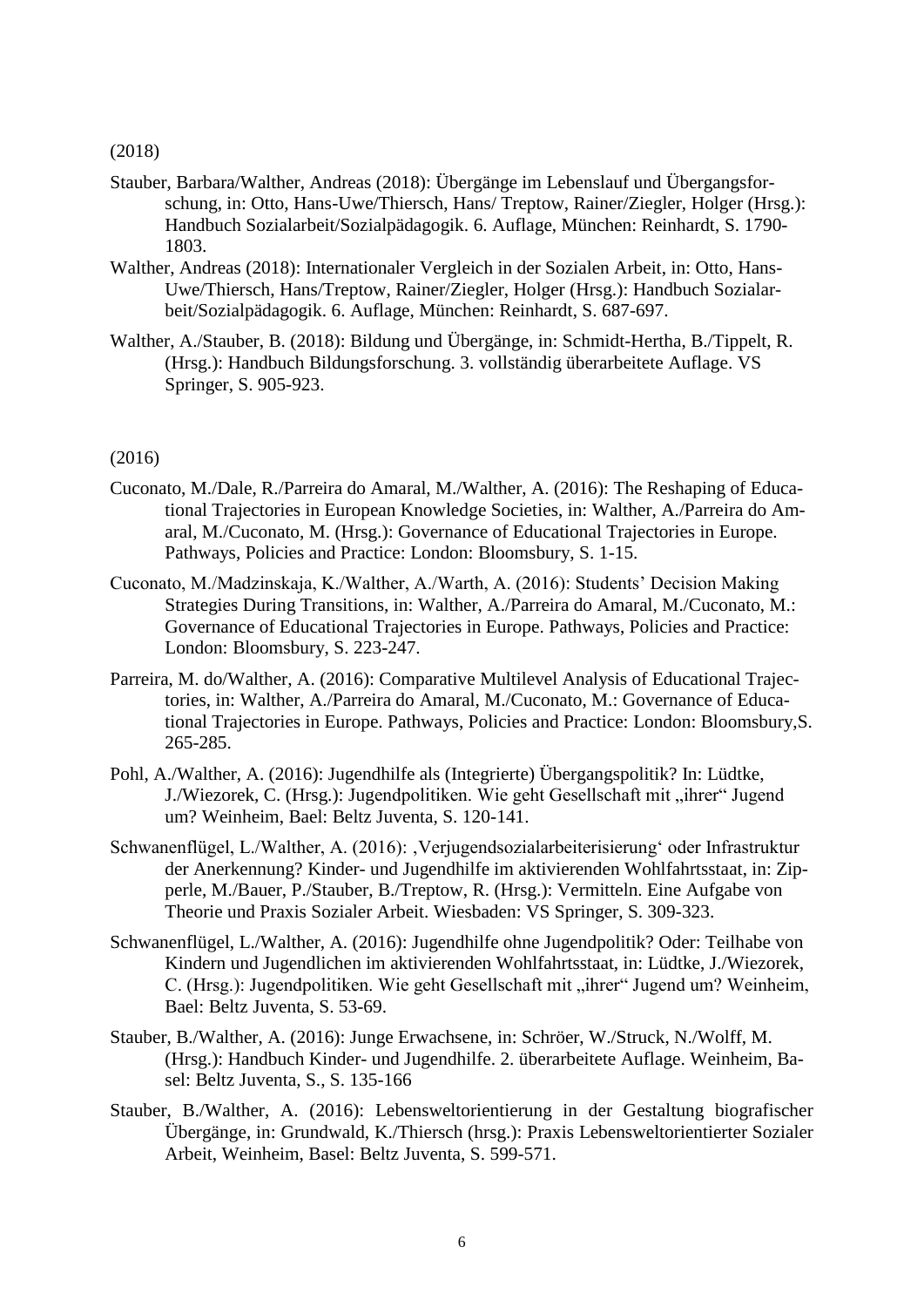(2018)

Stauber, Barbara/Walther, Andreas (2018): Übergänge im Lebenslauf und Übergangsforschung, in: Otto, Hans-Uwe/Thiersch, Hans/ Treptow, Rainer/Ziegler, Holger (Hrsg.): Handbuch Sozialarbeit/Sozialpädagogik. 6. Auflage, München: Reinhardt, S. 1790-1803.

Walther, Andreas (2018): Internationaler Vergleich in der Sozialen Arbeit, in: Otto, Hans-Uwe/Thiersch, Hans/Treptow, Rainer/Ziegler, Holger (Hrsg.): Handbuch Sozialarbeit/Sozialpädagogik. 6. Auflage, München: Reinhardt, S. 687-697.

Walther, A./Stauber, B. (2018): Bildung und Übergänge, in: Schmidt-Hertha, B./Tippelt, R. (Hrsg.): Handbuch Bildungsforschung. 3. vollständig überarbeitete Auflage. VS Springer, S. 905-923.

(2016)

Cuconato, M./Dale, R./Parreira do Amaral, M./Walther, A. (2016): The Reshaping of Educational Trajectories in European Knowledge Societies, in: Walther, A./Parreira do Amaral, M./Cuconato, M. (Hrsg.): Governance of Educational Trajectories in Europe. Pathways, Policies and Practice: London: Bloomsbury, S. 1-15.

Cuconato, M./Madzinskaja, K./Walther, A./Warth, A. (2016): Students' Decision Making Strategies During Transitions, in: Walther, A./Parreira do Amaral, M./Cuconato, M.: Governance of Educational Trajectories in Europe. Pathways, Policies and Practice: London: Bloomsbury, S. 223-247.

Parreira, M. do/Walther, A. (2016): Comparative Multilevel Analysis of Educational Trajectories, in: Walther, A./Parreira do Amaral, M./Cuconato, M.: Governance of Educational Trajectories in Europe. Pathways, Policies and Practice: London: Bloomsbury,S. 265-285.

Pohl, A./Walther, A. (2016): Jugendhilfe als (Integrierte) Übergangspolitik? In: Lüdtke, J./Wiezorek, C. (Hrsg.): Jugendpolitiken. Wie geht Gesellschaft mit „ihrer" Jugend um? Weinheim, Bael: Beltz Juventa, S. 120-141.

Schwanenflügel, L./Walther, A. (2016): ‚Verjugendsozialarbeiterisierung' oder Infrastruktur der Anerkennung? Kinder- und Jugendhilfe im aktivierenden Wohlfahrtsstaat, in: Zipperle, M./Bauer, P./Stauber, B./Treptow, R. (Hrsg.): Vermitteln. Eine Aufgabe von Theorie und Praxis Sozialer Arbeit. Wiesbaden: VS Springer, S. 309-323.

Schwanenflügel, L./Walther, A. (2016): Jugendhilfe ohne Jugendpolitik? Oder: Teilhabe von Kindern und Jugendlichen im aktivierenden Wohlfahrtsstaat, in: Lüdtke, J./Wiezorek, C. (Hrsg.): Jugendpolitiken. Wie geht Gesellschaft mit „ihrer" Jugend um? Weinheim, Bael: Beltz Juventa, S. 53-69.

Stauber, B./Walther, A. (2016): Junge Erwachsene, in: Schröer, W./Struck, N./Wolff, M. (Hrsg.): Handbuch Kinder- und Jugendhilfe. 2. überarbeitete Auflage. Weinheim, Basel: Beltz Juventa, S., S. 135-166

Stauber, B./Walther, A. (2016): Lebensweltorientierung in der Gestaltung biografischer Übergänge, in: Grundwald, K./Thiersch (hrsg.): Praxis Lebensweltorientierter Sozialer Arbeit, Weinheim, Basel: Beltz Juventa, S. 599-571.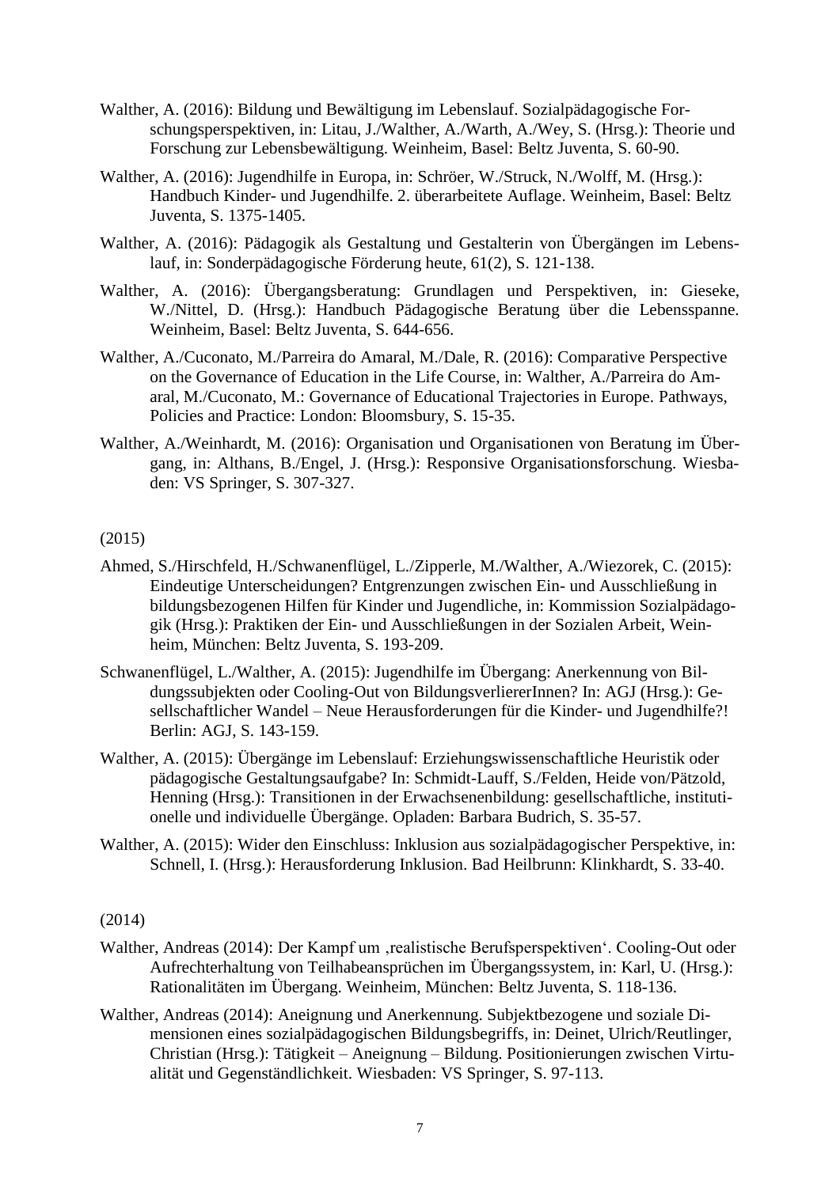Walther, A. (2016): Bildung und Bewältigung im Lebenslauf. Sozialpädagogische Forschungsperspektiven, in: Litau, J./Walther, A./Warth, A./Wey, S. (Hrsg.): Theorie und Forschung zur Lebensbewältigung. Weinheim, Basel: Beltz Juventa, S. 60-90.

Walther, A. (2016): Jugendhilfe in Europa, in: Schröer, W./Struck, N./Wolff, M. (Hrsg.): Handbuch Kinder- und Jugendhilfe. 2. überarbeitete Auflage. Weinheim, Basel: Beltz Juventa, S. 1375-1405.

Walther, A. (2016): Pädagogik als Gestaltung und Gestalterin von Übergängen im Lebenslauf, in: Sonderpädagogische Förderung heute, 61(2), S. 121-138.

Walther, A. (2016): Übergangsberatung: Grundlagen und Perspektiven, in: Gieseke, W./Nittel, D. (Hrsg.): Handbuch Pädagogische Beratung über die Lebensspanne. Weinheim, Basel: Beltz Juventa, S. 644-656.

Walther, A./Cuconato, M./Parreira do Amaral, M./Dale, R. (2016): Comparative Perspective on the Governance of Education in the Life Course, in: Walther, A./Parreira do Amaral, M./Cuconato, M.: Governance of Educational Trajectories in Europe. Pathways, Policies and Practice: London: Bloomsbury, S. 15-35.

Walther, A./Weinhardt, M. (2016): Organisation und Organisationen von Beratung im Übergang, in: Althans, B./Engel, J. (Hrsg.): Responsive Organisationsforschung. Wiesbaden: VS Springer, S. 307-327.

(2015)

Ahmed, S./Hirschfeld, H./Schwanenflügel, L./Zipperle, M./Walther, A./Wiezorek, C. (2015): Eindeutige Unterscheidungen? Entgrenzungen zwischen Ein- und Ausschließung in bildungsbezogenen Hilfen für Kinder und Jugendliche, in: Kommission Sozialpädagogik (Hrsg.): Praktiken der Ein- und Ausschließungen in der Sozialen Arbeit, Weinheim, München: Beltz Juventa, S. 193-209.

Schwanenflügel, L./Walther, A. (2015): Jugendhilfe im Übergang: Anerkennung von Bildungssubjekten oder Cooling-Out von BildungsverliererInnen? In: AGJ (Hrsg.): Gesellschaftlicher Wandel – Neue Herausforderungen für die Kinder- und Jugendhilfe?! Berlin: AGJ, S. 143-159.

Walther, A. (2015): Übergänge im Lebenslauf: Erziehungswissenschaftliche Heuristik oder pädagogische Gestaltungsaufgabe? In: Schmidt-Lauff, S./Felden, Heide von/Pätzold, Henning (Hrsg.): Transitionen in der Erwachsenenbildung: gesellschaftliche, institutionelle und individuelle Übergänge. Opladen: Barbara Budrich, S. 35-57.

Walther, A. (2015): Wider den Einschluss: Inklusion aus sozialpädagogischer Perspektive, in: Schnell, I. (Hrsg.): Herausforderung Inklusion. Bad Heilbrunn: Klinkhardt, S. 33-40.

(2014)

Walther, Andreas (2014): Der Kampf um ‚realistische Berufsperspektiven'. Cooling-Out oder Aufrechterhaltung von Teilhabeansprüchen im Übergangssystem, in: Karl, U. (Hrsg.): Rationalitäten im Übergang. Weinheim, München: Beltz Juventa, S. 118-136.

Walther, Andreas (2014): Aneignung und Anerkennung. Subjektbezogene und soziale Dimensionen eines sozialpädagogischen Bildungsbegriffs, in: Deinet, Ulrich/Reutlinger, Christian (Hrsg.): Tätigkeit – Aneignung – Bildung. Positionierungen zwischen Virtualität und Gegenständlichkeit. Wiesbaden: VS Springer, S. 97-113.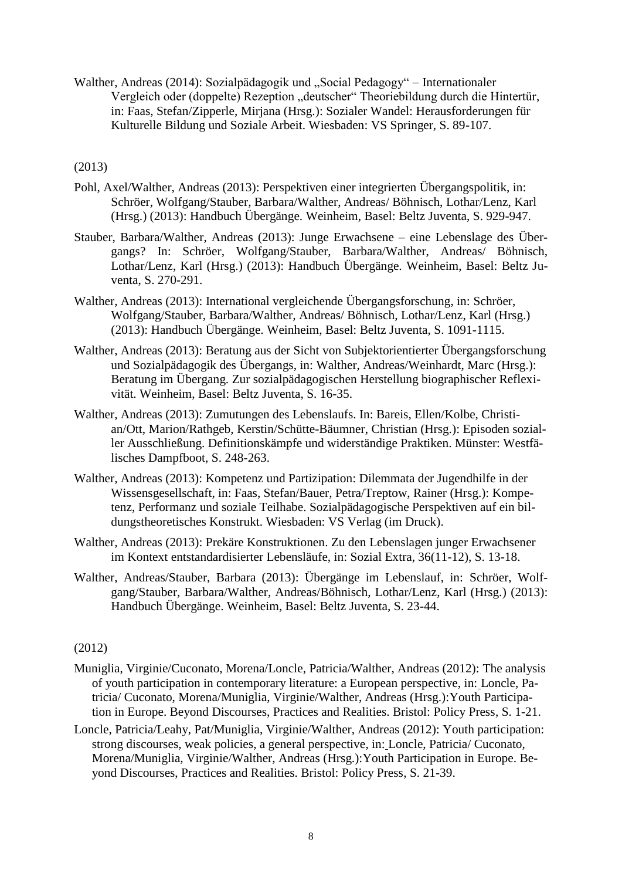Walther, Andreas (2014): Sozialpädagogik und „Social Pedagogy" – Internationaler Vergleich oder (doppelte) Rezeption „deutscher" Theoriebildung durch die Hintertür, in: Faas, Stefan/Zipperle, Mirjana (Hrsg.): Sozialer Wandel: Herausforderungen für Kulturelle Bildung und Soziale Arbeit. Wiesbaden: VS Springer, S. 89-107.

(2013)

Pohl, Axel/Walther, Andreas (2013): Perspektiven einer integrierten Übergangspolitik, in: Schröer, Wolfgang/Stauber, Barbara/Walther, Andreas/ Böhnisch, Lothar/Lenz, Karl (Hrsg.) (2013): Handbuch Übergänge. Weinheim, Basel: Beltz Juventa, S. 929-947.

Stauber, Barbara/Walther, Andreas (2013): Junge Erwachsene – eine Lebenslage des Übergangs? In: Schröer, Wolfgang/Stauber, Barbara/Walther, Andreas/ Böhnisch, Lothar/Lenz, Karl (Hrsg.) (2013): Handbuch Übergänge. Weinheim, Basel: Beltz Juventa, S. 270-291.

Walther, Andreas (2013): International vergleichende Übergangsforschung, in: Schröer, Wolfgang/Stauber, Barbara/Walther, Andreas/ Böhnisch, Lothar/Lenz, Karl (Hrsg.) (2013): Handbuch Übergänge. Weinheim, Basel: Beltz Juventa, S. 1091-1115.

Walther, Andreas (2013): Beratung aus der Sicht von Subjektorientierter Übergangsforschung und Sozialpädagogik des Übergangs, in: Walther, Andreas/Weinhardt, Marc (Hrsg.): Beratung im Übergang. Zur sozialpädagogischen Herstellung biographischer Reflexivität. Weinheim, Basel: Beltz Juventa, S. 16-35.

Walther, Andreas (2013): Zumutungen des Lebenslaufs. In: Bareis, Ellen/Kolbe, Christian/Ott, Marion/Rathgeb, Kerstin/Schütte-Bäumner, Christian (Hrsg.): Episoden sozialer Ausschließung. Definitionskämpfe und widerständige Praktiken. Münster: Westfälisches Dampfboot, S. 248-263.

Walther, Andreas (2013): Kompetenz und Partizipation: Dilemmata der Jugendhilfe in der Wissensgesellschaft, in: Faas, Stefan/Bauer, Petra/Treptow, Rainer (Hrsg.): Kompetenz, Performanz und soziale Teilhabe. Sozialpädagogische Perspektiven auf ein bildungstheoretisches Konstrukt. Wiesbaden: VS Verlag (im Druck).

Walther, Andreas (2013): Prekäre Konstruktionen. Zu den Lebenslagen junger Erwachsener im Kontext entstandardisierter Lebensläufe, in: Sozial Extra, 36(11-12), S. 13-18.

Walther, Andreas/Stauber, Barbara (2013): Übergänge im Lebenslauf, in: Schröer, Wolfgang/Stauber, Barbara/Walther, Andreas/Böhnisch, Lothar/Lenz, Karl (Hrsg.) (2013): Handbuch Übergänge. Weinheim, Basel: Beltz Juventa, S. 23-44.

(2012)

Muniglia, Virginie/Cuconato, Morena/Loncle, Patricia/Walther, Andreas (2012): The analysis of youth participation in contemporary literature: a European perspective, in: Loncle, Patricia/ Cuconato, Morena/Muniglia, Virginie/Walther, Andreas (Hrsg.):Youth Participation in Europe. Beyond Discourses, Practices and Realities. Bristol: Policy Press, S. 1-21.

Loncle, Patricia/Leahy, Pat/Muniglia, Virginie/Walther, Andreas (2012): Youth participation: strong discourses, weak policies, a general perspective, in: Loncle, Patricia/ Cuconato, Morena/Muniglia, Virginie/Walther, Andreas (Hrsg.):Youth Participation in Europe. Beyond Discourses, Practices and Realities. Bristol: Policy Press, S. 21-39.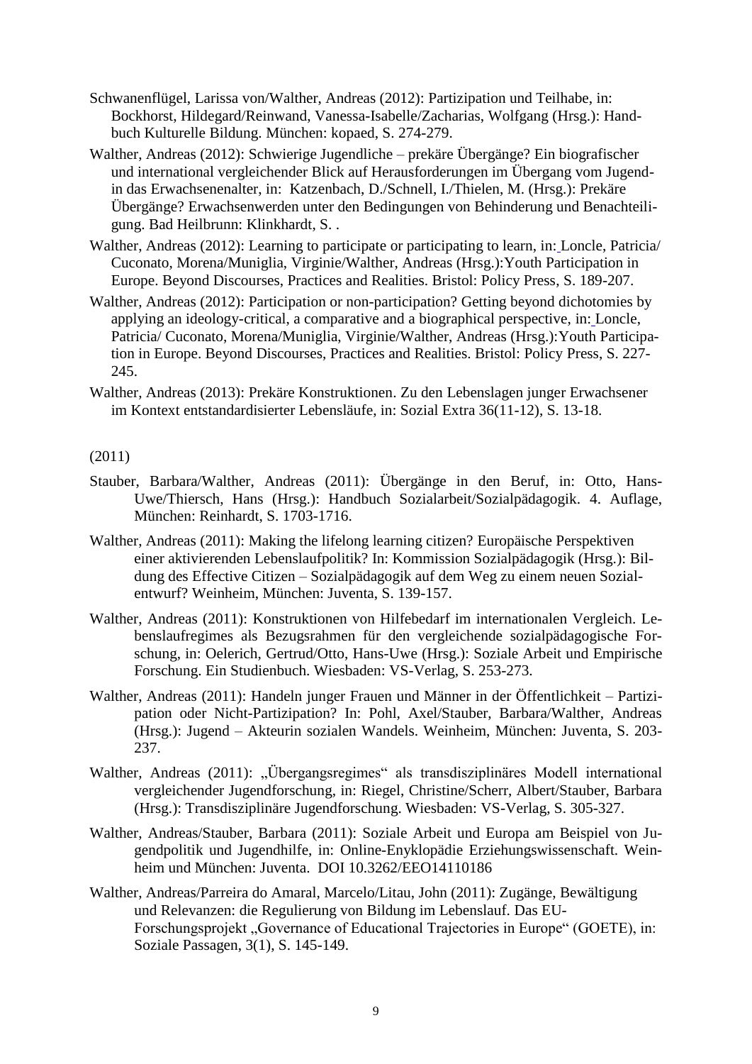Schwanenflügel, Larissa von/Walther, Andreas (2012): Partizipation und Teilhabe, in: Bockhorst, Hildegard/Reinwand, Vanessa-Isabelle/Zacharias, Wolfgang (Hrsg.): Handbuch Kulturelle Bildung. München: kopaed, S. 274-279.

Walther, Andreas (2012): Schwierige Jugendliche – prekäre Übergänge? Ein biografischer und international vergleichender Blick auf Herausforderungen im Übergang vom Jugend- in das Erwachsenenalter, in: Katzenbach, D./Schnell, I./Thielen, M. (Hrsg.): Prekäre Übergänge? Erwachsenwerden unter den Bedingungen von Behinderung und Benachteiligung. Bad Heilbrunn: Klinkhardt, S. .

Walther, Andreas (2012): Learning to participate or participating to learn, in: Loncle, Patricia/ Cuconato, Morena/Muniglia, Virginie/Walther, Andreas (Hrsg.):Youth Participation in Europe. Beyond Discourses, Practices and Realities. Bristol: Policy Press, S. 189-207.

Walther, Andreas (2012): Participation or non-participation? Getting beyond dichotomies by applying an ideology-critical, a comparative and a biographical perspective, in: Loncle, Patricia/ Cuconato, Morena/Muniglia, Virginie/Walther, Andreas (Hrsg.):Youth Participation in Europe. Beyond Discourses, Practices and Realities. Bristol: Policy Press, S. 227-245.

Walther, Andreas (2013): Prekäre Konstruktionen. Zu den Lebenslagen junger Erwachsener im Kontext entstandardisierter Lebensläufe, in: Sozial Extra 36(11-12), S. 13-18.

(2011)

Stauber, Barbara/Walther, Andreas (2011): Übergänge in den Beruf, in: Otto, Hans-Uwe/Thiersch, Hans (Hrsg.): Handbuch Sozialarbeit/Sozialpädagogik. 4. Auflage, München: Reinhardt, S. 1703-1716.

Walther, Andreas (2011): Making the lifelong learning citizen? Europäische Perspektiven einer aktivierenden Lebenslaufpolitik? In: Kommission Sozialpädagogik (Hrsg.): Bildung des Effective Citizen – Sozialpädagogik auf dem Weg zu einem neuen Sozialentwurf? Weinheim, München: Juventa, S. 139-157.

Walther, Andreas (2011): Konstruktionen von Hilfebedarf im internationalen Vergleich. Lebenslaufregimes als Bezugsrahmen für den vergleichende sozialpädagogische Forschung, in: Oelerich, Gertrud/Otto, Hans-Uwe (Hrsg.): Soziale Arbeit und Empirische Forschung. Ein Studienbuch. Wiesbaden: VS-Verlag, S. 253-273.

Walther, Andreas (2011): Handeln junger Frauen und Männer in der Öffentlichkeit – Partizipation oder Nicht-Partizipation? In: Pohl, Axel/Stauber, Barbara/Walther, Andreas (Hrsg.): Jugend – Akteurin sozialen Wandels. Weinheim, München: Juventa, S. 203-237.

Walther, Andreas (2011): „Übergangsregimes" als transdisziplinäres Modell international vergleichender Jugendforschung, in: Riegel, Christine/Scherr, Albert/Stauber, Barbara (Hrsg.): Transdisziplinäre Jugendforschung. Wiesbaden: VS-Verlag, S. 305-327.

Walther, Andreas/Stauber, Barbara (2011): Soziale Arbeit und Europa am Beispiel von Jugendpolitik und Jugendhilfe, in: Online-Enyklopädie Erziehungswissenschaft. Weinheim und München: Juventa. DOI 10.3262/EEO14110186

Walther, Andreas/Parreira do Amaral, Marcelo/Litau, John (2011): Zugänge, Bewältigung und Relevanzen: die Regulierung von Bildung im Lebenslauf. Das EU-Forschungsprojekt „Governance of Educational Trajectories in Europe" (GOETE), in: Soziale Passagen, 3(1), S. 145-149.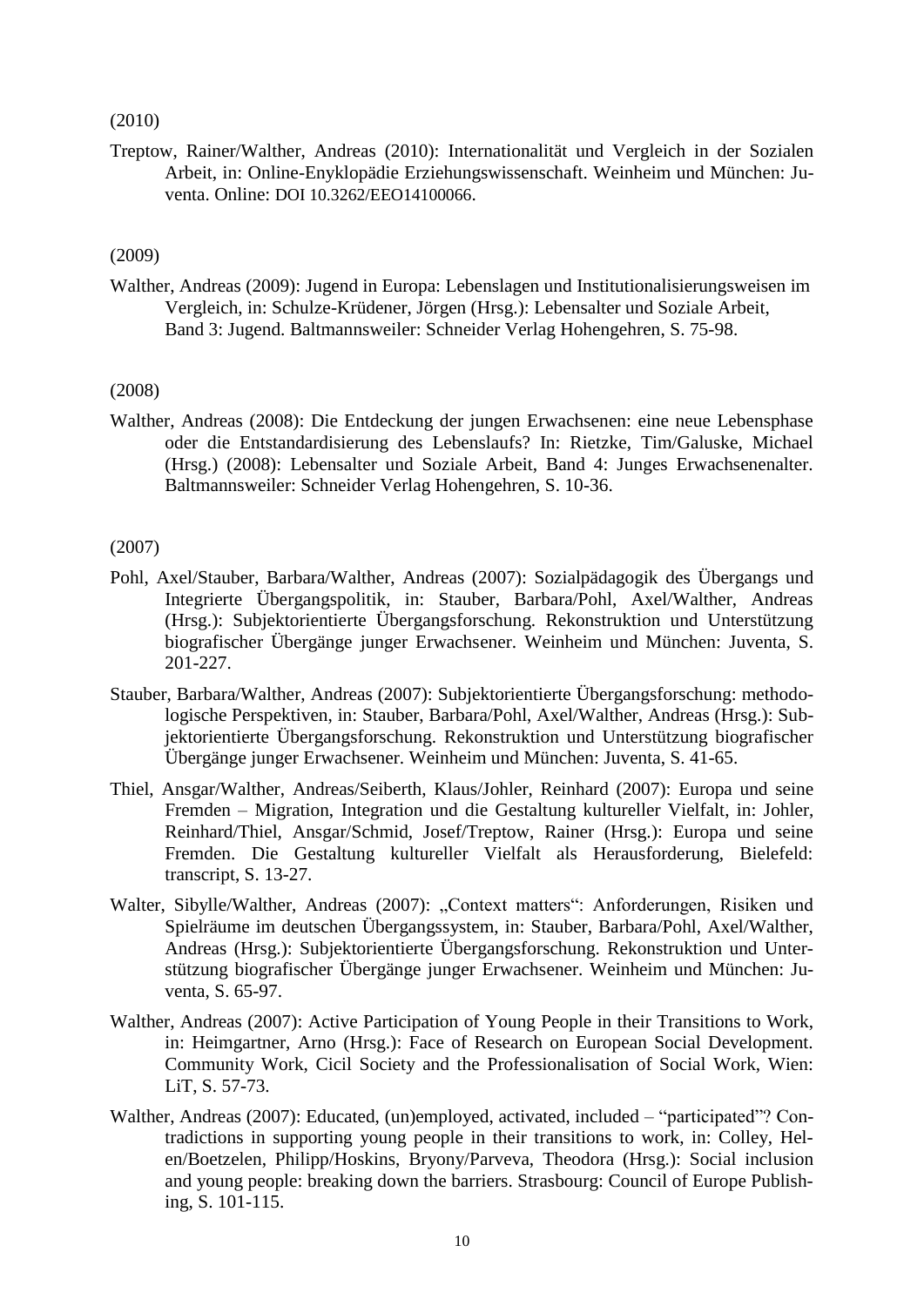(2010)

Treptow, Rainer/Walther, Andreas (2010): Internationalität und Vergleich in der Sozialen Arbeit, in: Online-Enyklopädie Erziehungswissenschaft. Weinheim und München: Juventa. Online: DOI 10.3262/EEO14100066.

(2009)

Walther, Andreas (2009): Jugend in Europa: Lebenslagen und Institutionalisierungsweisen im Vergleich, in: Schulze-Krüdener, Jörgen (Hrsg.): Lebensalter und Soziale Arbeit, Band 3: Jugend. Baltmannsweiler: Schneider Verlag Hohengehren, S. 75-98.

(2008)

Walther, Andreas (2008): Die Entdeckung der jungen Erwachsenen: eine neue Lebensphase oder die Entstandardisierung des Lebenslaufs? In: Rietzke, Tim/Galuske, Michael (Hrsg.) (2008): Lebensalter und Soziale Arbeit, Band 4: Junges Erwachsenenalter. Baltmannsweiler: Schneider Verlag Hohengehren, S. 10-36.

(2007)

Pohl, Axel/Stauber, Barbara/Walther, Andreas (2007): Sozialpädagogik des Übergangs und Integrierte Übergangspolitik, in: Stauber, Barbara/Pohl, Axel/Walther, Andreas (Hrsg.): Subjektorientierte Übergangsforschung. Rekonstruktion und Unterstützung biografischer Übergänge junger Erwachsener. Weinheim und München: Juventa, S. 201-227.

Stauber, Barbara/Walther, Andreas (2007): Subjektorientierte Übergangsforschung: methodologische Perspektiven, in: Stauber, Barbara/Pohl, Axel/Walther, Andreas (Hrsg.): Subjektorientierte Übergangsforschung. Rekonstruktion und Unterstützung biografischer Übergänge junger Erwachsener. Weinheim und München: Juventa, S. 41-65.

Thiel, Ansgar/Walther, Andreas/Seiberth, Klaus/Johler, Reinhard (2007): Europa und seine Fremden – Migration, Integration und die Gestaltung kultureller Vielfalt, in: Johler, Reinhard/Thiel, Ansgar/Schmid, Josef/Treptow, Rainer (Hrsg.): Europa und seine Fremden. Die Gestaltung kultureller Vielfalt als Herausforderung, Bielefeld: transcript, S. 13-27.

Walter, Sibylle/Walther, Andreas (2007): „Context matters“: Anforderungen, Risiken und Spielräume im deutschen Übergangssystem, in: Stauber, Barbara/Pohl, Axel/Walther, Andreas (Hrsg.): Subjektorientierte Übergangsforschung. Rekonstruktion und Unterstützung biografischer Übergänge junger Erwachsener. Weinheim und München: Juventa, S. 65-97.

Walther, Andreas (2007): Active Participation of Young People in their Transitions to Work, in: Heimgartner, Arno (Hrsg.): Face of Research on European Social Development. Community Work, Cicil Society and the Professionalisation of Social Work, Wien: LiT, S. 57-73.

Walther, Andreas (2007): Educated, (un)employed, activated, included – “participated”? Contradictions in supporting young people in their transitions to work, in: Colley, Helen/Boetzelen, Philipp/Hoskins, Bryony/Parveva, Theodora (Hrsg.): Social inclusion and young people: breaking down the barriers. Strasbourg: Council of Europe Publishing, S. 101-115.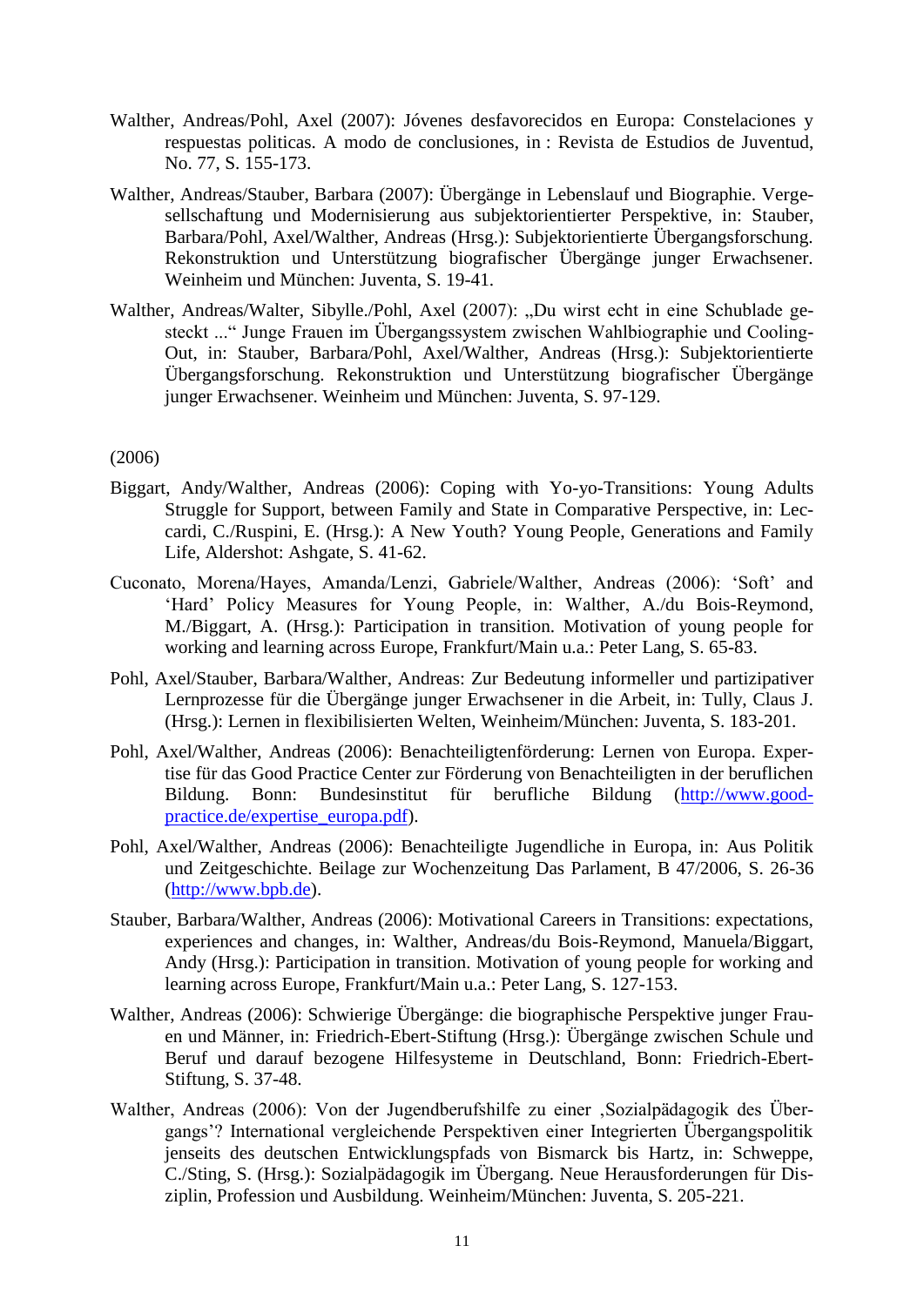Walther, Andreas/Pohl, Axel (2007): Jóvenes desfavorecidos en Europa: Constelaciones y respuestas politicas. A modo de conclusiones, in : Revista de Estudios de Juventud, No. 77, S. 155-173.

Walther, Andreas/Stauber, Barbara (2007): Übergänge in Lebenslauf und Biographie. Vergesellschaftung und Modernisierung aus subjektorientierter Perspektive, in: Stauber, Barbara/Pohl, Axel/Walther, Andreas (Hrsg.): Subjektorientierte Übergangsforschung. Rekonstruktion und Unterstützung biografischer Übergänge junger Erwachsener. Weinheim und München: Juventa, S. 19-41.

Walther, Andreas/Walter, Sibylle./Pohl, Axel (2007): „Du wirst echt in eine Schublade gesteckt ...“ Junge Frauen im Übergangssystem zwischen Wahlbiographie und Cooling-Out, in: Stauber, Barbara/Pohl, Axel/Walther, Andreas (Hrsg.): Subjektorientierte Übergangsforschung. Rekonstruktion und Unterstützung biografischer Übergänge junger Erwachsener. Weinheim und München: Juventa, S. 97-129.

(2006)

Biggart, Andy/Walther, Andreas (2006): Coping with Yo-yo-Transitions: Young Adults Struggle for Support, between Family and State in Comparative Perspective, in: Leccardi, C./Ruspini, E. (Hrsg.): A New Youth? Young People, Generations and Family Life, Aldershot: Ashgate, S. 41-62.

Cuconato, Morena/Hayes, Amanda/Lenzi, Gabriele/Walther, Andreas (2006): ‘Soft’ and ‘Hard’ Policy Measures for Young People, in: Walther, A./du Bois-Reymond, M./Biggart, A. (Hrsg.): Participation in transition. Motivation of young people for working and learning across Europe, Frankfurt/Main u.a.: Peter Lang, S. 65-83.

Pohl, Axel/Stauber, Barbara/Walther, Andreas: Zur Bedeutung informeller und partizipativer Lernprozesse für die Übergänge junger Erwachsener in die Arbeit, in: Tully, Claus J. (Hrsg.): Lernen in flexibilisierten Welten, Weinheim/München: Juventa, S. 183-201.

Pohl, Axel/Walther, Andreas (2006): Benachteiligtenförderung: Lernen von Europa. Expertise für das Good Practice Center zur Förderung von Benachteiligten in der beruflichen Bildung. Bonn: Bundesinstitut für berufliche Bildung (http://www.good-practice.de/expertise_europa.pdf).

Pohl, Axel/Walther, Andreas (2006): Benachteiligte Jugendliche in Europa, in: Aus Politik und Zeitgeschichte. Beilage zur Wochenzeitung Das Parlament, B 47/2006, S. 26-36 (http://www.bpb.de).

Stauber, Barbara/Walther, Andreas (2006): Motivational Careers in Transitions: expectations, experiences and changes, in: Walther, Andreas/du Bois-Reymond, Manuela/Biggart, Andy (Hrsg.): Participation in transition. Motivation of young people for working and learning across Europe, Frankfurt/Main u.a.: Peter Lang, S. 127-153.

Walther, Andreas (2006): Schwierige Übergänge: die biographische Perspektive junger Frauen und Männer, in: Friedrich-Ebert-Stiftung (Hrsg.): Übergänge zwischen Schule und Beruf und darauf bezogene Hilfesysteme in Deutschland, Bonn: Friedrich-Ebert-Stiftung, S. 37-48.

Walther, Andreas (2006): Von der Jugendberufshilfe zu einer ‚Sozialpädagogik des Übergangs’? International vergleichende Perspektiven einer Integrierten Übergangspolitik jenseits des deutschen Entwicklungspfads von Bismarck bis Hartz, in: Schweppe, C./Sting, S. (Hrsg.): Sozialpädagogik im Übergang. Neue Herausforderungen für Disziplin, Profession und Ausbildung. Weinheim/München: Juventa, S. 205-221.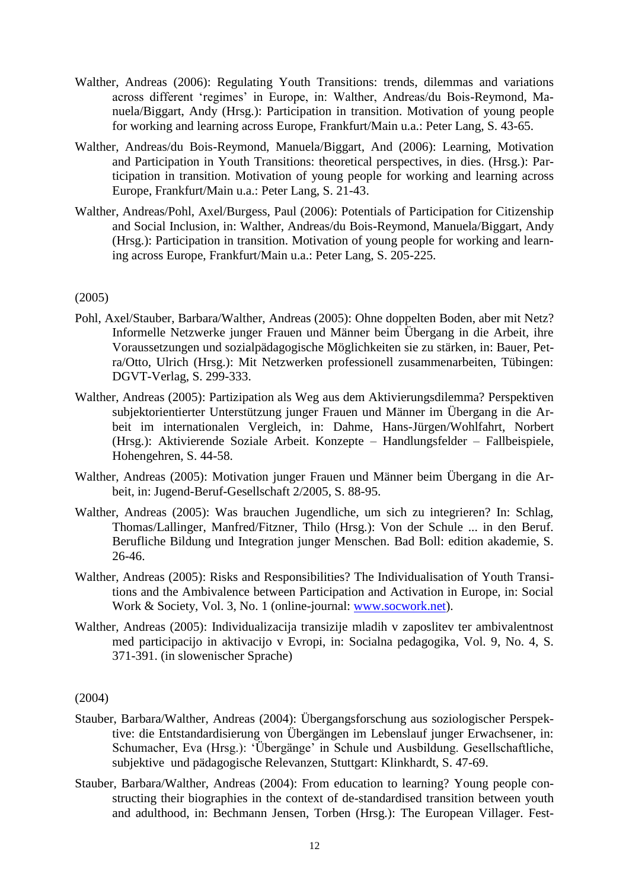Walther, Andreas (2006): Regulating Youth Transitions: trends, dilemmas and variations across different 'regimes' in Europe, in: Walther, Andreas/du Bois-Reymond, Manuela/Biggart, Andy (Hrsg.): Participation in transition. Motivation of young people for working and learning across Europe, Frankfurt/Main u.a.: Peter Lang, S. 43-65.

Walther, Andreas/du Bois-Reymond, Manuela/Biggart, And (2006): Learning, Motivation and Participation in Youth Transitions: theoretical perspectives, in dies. (Hrsg.): Participation in transition. Motivation of young people for working and learning across Europe, Frankfurt/Main u.a.: Peter Lang, S. 21-43.

Walther, Andreas/Pohl, Axel/Burgess, Paul (2006): Potentials of Participation for Citizenship and Social Inclusion, in: Walther, Andreas/du Bois-Reymond, Manuela/Biggart, Andy (Hrsg.): Participation in transition. Motivation of young people for working and learning across Europe, Frankfurt/Main u.a.: Peter Lang, S. 205-225.

(2005)

Pohl, Axel/Stauber, Barbara/Walther, Andreas (2005): Ohne doppelten Boden, aber mit Netz? Informelle Netzwerke junger Frauen und Männer beim Übergang in die Arbeit, ihre Voraussetzungen und sozialpädagogische Möglichkeiten sie zu stärken, in: Bauer, Petra/Otto, Ulrich (Hrsg.): Mit Netzwerken professionell zusammenarbeiten, Tübingen: DGVT-Verlag, S. 299-333.

Walther, Andreas (2005): Partizipation als Weg aus dem Aktivierungsdilemma? Perspektiven subjektorientierter Unterstützung junger Frauen und Männer im Übergang in die Arbeit im internationalen Vergleich, in: Dahme, Hans-Jürgen/Wohlfahrt, Norbert (Hrsg.): Aktivierende Soziale Arbeit. Konzepte – Handlungsfelder – Fallbeispiele, Hohengehren, S. 44-58.

Walther, Andreas (2005): Motivation junger Frauen und Männer beim Übergang in die Arbeit, in: Jugend-Beruf-Gesellschaft 2/2005, S. 88-95.

Walther, Andreas (2005): Was brauchen Jugendliche, um sich zu integrieren? In: Schlag, Thomas/Lallinger, Manfred/Fitzner, Thilo (Hrsg.): Von der Schule ... in den Beruf. Berufliche Bildung und Integration junger Menschen. Bad Boll: edition akademie, S. 26-46.

Walther, Andreas (2005): Risks and Responsibilities? The Individualisation of Youth Transitions and the Ambivalence between Participation and Activation in Europe, in: Social Work & Society, Vol. 3, No. 1 (online-journal: www.socwork.net).

Walther, Andreas (2005): Individualizacija transizije mladih v zaposlitev ter ambivalentnost med participacijo in aktivacijo v Evropi, in: Socialna pedagogika, Vol. 9, No. 4, S. 371-391. (in slowenischer Sprache)

(2004)

Stauber, Barbara/Walther, Andreas (2004): Übergangsforschung aus soziologischer Perspektive: die Entstandardisierung von Übergängen im Lebenslauf junger Erwachsener, in: Schumacher, Eva (Hrsg.): 'Übergänge' in Schule und Ausbildung. Gesellschaftliche, subjektive und pädagogische Relevanzen, Stuttgart: Klinkhardt, S. 47-69.

Stauber, Barbara/Walther, Andreas (2004): From education to learning? Young people constructing their biographies in the context of de-standardised transition between youth and adulthood, in: Bechmann Jensen, Torben (Hrsg.): The European Villager. Fest-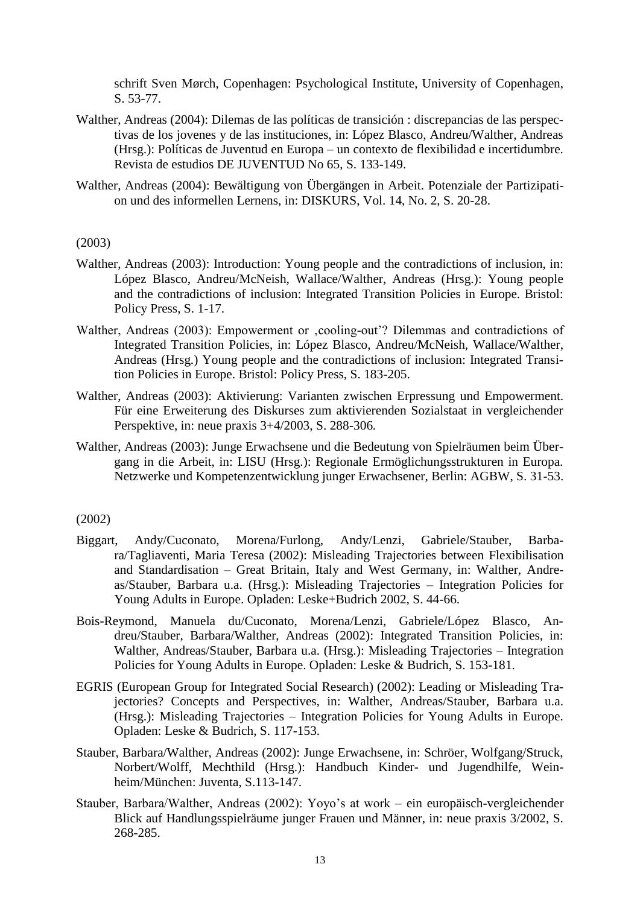schrift Sven Mørch, Copenhagen: Psychological Institute, University of Copenhagen, S. 53-77.

Walther, Andreas (2004): Dilemas de las políticas de transición : discrepancias de las perspectivas de los jovenes y de las instituciones, in: López Blasco, Andreu/Walther, Andreas (Hrsg.): Políticas de Juventud en Europa – un contexto de flexibilidad e incertidumbre. Revista de estudios DE JUVENTUD No 65, S. 133-149.

Walther, Andreas (2004): Bewältigung von Übergängen in Arbeit. Potenziale der Partizipation und des informellen Lernens, in: DISKURS, Vol. 14, No. 2, S. 20-28.

(2003)

Walther, Andreas (2003): Introduction: Young people and the contradictions of inclusion, in: López Blasco, Andreu/McNeish, Wallace/Walther, Andreas (Hrsg.): Young people and the contradictions of inclusion: Integrated Transition Policies in Europe. Bristol: Policy Press, S. 1-17.

Walther, Andreas (2003): Empowerment or ‚cooling-out'? Dilemmas and contradictions of Integrated Transition Policies, in: López Blasco, Andreu/McNeish, Wallace/Walther, Andreas (Hrsg.) Young people and the contradictions of inclusion: Integrated Transition Policies in Europe. Bristol: Policy Press, S. 183-205.

Walther, Andreas (2003): Aktivierung: Varianten zwischen Erpressung und Empowerment. Für eine Erweiterung des Diskurses zum aktivierenden Sozialstaat in vergleichender Perspektive, in: neue praxis 3+4/2003, S. 288-306.

Walther, Andreas (2003): Junge Erwachsene und die Bedeutung von Spielräumen beim Übergang in die Arbeit, in: LISU (Hrsg.): Regionale Ermöglichungsstrukturen in Europa. Netzwerke und Kompetenzentwicklung junger Erwachsener, Berlin: AGBW, S. 31-53.

(2002)

Biggart, Andy/Cuconato, Morena/Furlong, Andy/Lenzi, Gabriele/Stauber, Barbara/Tagliaventi, Maria Teresa (2002): Misleading Trajectories between Flexibilisation and Standardisation – Great Britain, Italy and West Germany, in: Walther, Andreas/Stauber, Barbara u.a. (Hrsg.): Misleading Trajectories – Integration Policies for Young Adults in Europe. Opladen: Leske+Budrich 2002, S. 44-66.

Bois-Reymond, Manuela du/Cuconato, Morena/Lenzi, Gabriele/López Blasco, Andreu/Stauber, Barbara/Walther, Andreas (2002): Integrated Transition Policies, in: Walther, Andreas/Stauber, Barbara u.a. (Hrsg.): Misleading Trajectories – Integration Policies for Young Adults in Europe. Opladen: Leske & Budrich, S. 153-181.

EGRIS (European Group for Integrated Social Research) (2002): Leading or Misleading Trajectories? Concepts and Perspectives, in: Walther, Andreas/Stauber, Barbara u.a. (Hrsg.): Misleading Trajectories – Integration Policies for Young Adults in Europe. Opladen: Leske & Budrich, S. 117-153.

Stauber, Barbara/Walther, Andreas (2002): Junge Erwachsene, in: Schröer, Wolfgang/Struck, Norbert/Wolff, Mechthild (Hrsg.): Handbuch Kinder- und Jugendhilfe, Weinheim/München: Juventa, S.113-147.

Stauber, Barbara/Walther, Andreas (2002): Yoyo's at work – ein europäisch-vergleichender Blick auf Handlungsspielräume junger Frauen und Männer, in: neue praxis 3/2002, S. 268-285.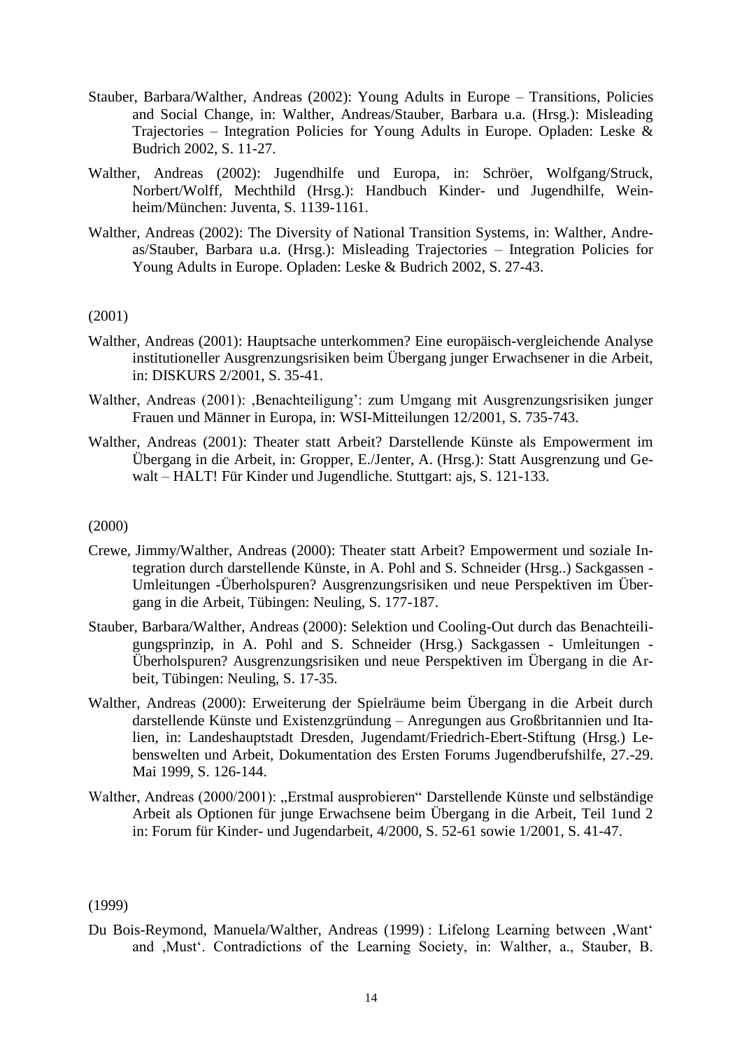Stauber, Barbara/Walther, Andreas (2002): Young Adults in Europe – Transitions, Policies and Social Change, in: Walther, Andreas/Stauber, Barbara u.a. (Hrsg.): Misleading Trajectories – Integration Policies for Young Adults in Europe. Opladen: Leske & Budrich 2002, S. 11-27.

Walther, Andreas (2002): Jugendhilfe und Europa, in: Schröer, Wolfgang/Struck, Norbert/Wolff, Mechthild (Hrsg.): Handbuch Kinder- und Jugendhilfe, Weinheim/München: Juventa, S. 1139-1161.

Walther, Andreas (2002): The Diversity of National Transition Systems, in: Walther, Andreas/Stauber, Barbara u.a. (Hrsg.): Misleading Trajectories – Integration Policies for Young Adults in Europe. Opladen: Leske & Budrich 2002, S. 27-43.

(2001)

Walther, Andreas (2001): Hauptsache unterkommen? Eine europäisch-vergleichende Analyse institutioneller Ausgrenzungsrisiken beim Übergang junger Erwachsener in die Arbeit, in: DISKURS 2/2001, S. 35-41.

Walther, Andreas (2001): ‚Benachteiligung': zum Umgang mit Ausgrenzungsrisiken junger Frauen und Männer in Europa, in: WSI-Mitteilungen 12/2001, S. 735-743.

Walther, Andreas (2001): Theater statt Arbeit? Darstellende Künste als Empowerment im Übergang in die Arbeit, in: Gropper, E./Jenter, A. (Hrsg.): Statt Ausgrenzung und Gewalt – HALT! Für Kinder und Jugendliche. Stuttgart: ajs, S. 121-133.

(2000)

Crewe, Jimmy/Walther, Andreas (2000): Theater statt Arbeit? Empowerment und soziale Integration durch darstellende Künste, in A. Pohl and S. Schneider (Hrsg..) Sackgassen - Umleitungen -Überholspuren? Ausgrenzungsrisiken und neue Perspektiven im Übergang in die Arbeit, Tübingen: Neuling, S. 177-187.

Stauber, Barbara/Walther, Andreas (2000): Selektion und Cooling-Out durch das Benachteiligungsprinzip, in A. Pohl and S. Schneider (Hrsg.) Sackgassen - Umleitungen - Überholspuren? Ausgrenzungsrisiken und neue Perspektiven im Übergang in die Arbeit, Tübingen: Neuling, S. 17-35.

Walther, Andreas (2000): Erweiterung der Spielräume beim Übergang in die Arbeit durch darstellende Künste und Existenzgründung – Anregungen aus Großbritannien und Italien, in: Landeshauptstadt Dresden, Jugendamt/Friedrich-Ebert-Stiftung (Hrsg.) Lebenswelten und Arbeit, Dokumentation des Ersten Forums Jugendberufshilfe, 27.-29. Mai 1999, S. 126-144.

Walther, Andreas (2000/2001): „Erstmal ausprobieren" Darstellende Künste und selbständige Arbeit als Optionen für junge Erwachsene beim Übergang in die Arbeit, Teil 1und 2 in: Forum für Kinder- und Jugendarbeit, 4/2000, S. 52-61 sowie 1/2001, S. 41-47.

(1999)

Du Bois-Reymond, Manuela/Walther, Andreas (1999) : Lifelong Learning between ‚Want' and ‚Must'. Contradictions of the Learning Society, in: Walther, a., Stauber, B.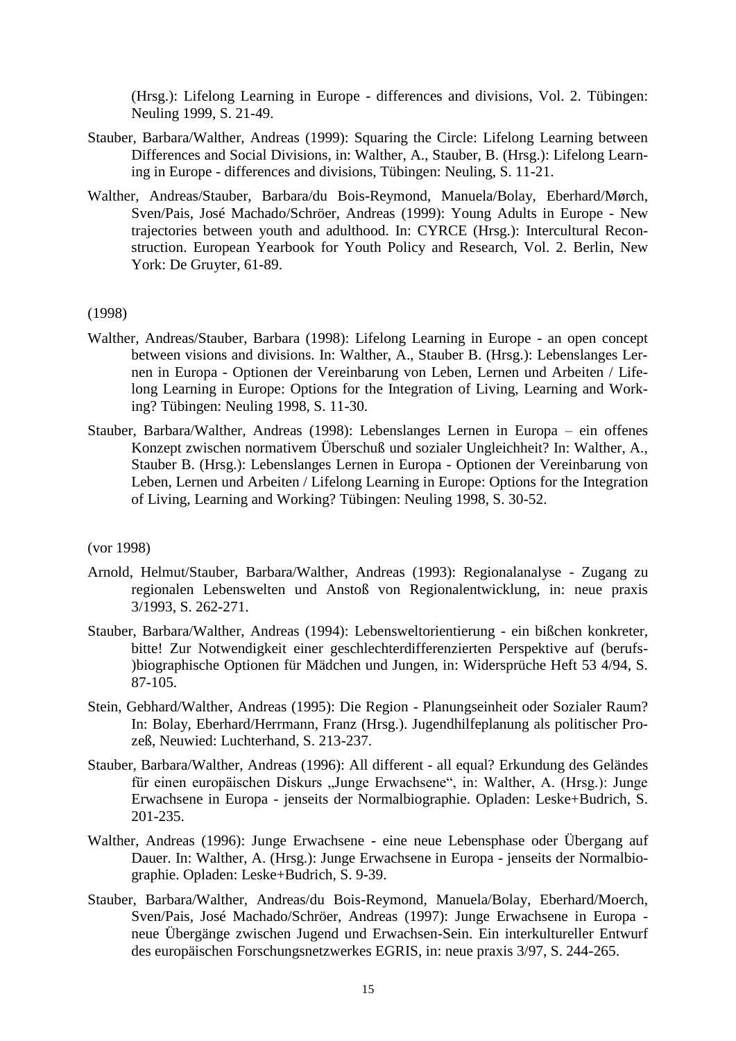(Hrsg.): Lifelong Learning in Europe - differences and divisions, Vol. 2. Tübingen: Neuling 1999, S. 21-49.

Stauber, Barbara/Walther, Andreas (1999): Squaring the Circle: Lifelong Learning between Differences and Social Divisions, in: Walther, A., Stauber, B. (Hrsg.): Lifelong Learning in Europe - differences and divisions, Tübingen: Neuling, S. 11-21.

Walther, Andreas/Stauber, Barbara/du Bois-Reymond, Manuela/Bolay, Eberhard/Mørch, Sven/Pais, José Machado/Schröer, Andreas (1999): Young Adults in Europe - New trajectories between youth and adulthood. In: CYRCE (Hrsg.): Intercultural Reconstruction. European Yearbook for Youth Policy and Research, Vol. 2. Berlin, New York: De Gruyter, 61-89.

(1998)

Walther, Andreas/Stauber, Barbara (1998): Lifelong Learning in Europe - an open concept between visions and divisions. In: Walther, A., Stauber B. (Hrsg.): Lebenslanges Lernen in Europa - Optionen der Vereinbarung von Leben, Lernen und Arbeiten / Lifelong Learning in Europe: Options for the Integration of Living, Learning and Working? Tübingen: Neuling 1998, S. 11-30.

Stauber, Barbara/Walther, Andreas (1998): Lebenslanges Lernen in Europa – ein offenes Konzept zwischen normativem Überschuß und sozialer Ungleichheit? In: Walther, A., Stauber B. (Hrsg.): Lebenslanges Lernen in Europa - Optionen der Vereinbarung von Leben, Lernen und Arbeiten / Lifelong Learning in Europe: Options for the Integration of Living, Learning and Working? Tübingen: Neuling 1998, S. 30-52.

(vor 1998)

Arnold, Helmut/Stauber, Barbara/Walther, Andreas (1993): Regionalanalyse - Zugang zu regionalen Lebenswelten und Anstoß von Regionalentwicklung, in: neue praxis 3/1993, S. 262-271.

Stauber, Barbara/Walther, Andreas (1994): Lebensweltorientierung - ein bißchen konkreter, bitte! Zur Notwendigkeit einer geschlechterdifferenzierten Perspektive auf (berufs-)biographische Optionen für Mädchen und Jungen, in: Widersprüche Heft 53 4/94, S. 87-105.

Stein, Gebhard/Walther, Andreas (1995): Die Region - Planungseinheit oder Sozialer Raum? In: Bolay, Eberhard/Herrmann, Franz (Hrsg.). Jugendhilfeplanung als politischer Prozeß, Neuwied: Luchterhand, S. 213-237.

Stauber, Barbara/Walther, Andreas (1996): All different - all equal? Erkundung des Geländes für einen europäischen Diskurs „Junge Erwachsene“, in: Walther, A. (Hrsg.): Junge Erwachsene in Europa - jenseits der Normalbiographie. Opladen: Leske+Budrich, S. 201-235.

Walther, Andreas (1996): Junge Erwachsene - eine neue Lebensphase oder Übergang auf Dauer. In: Walther, A. (Hrsg.): Junge Erwachsene in Europa - jenseits der Normalbiographie. Opladen: Leske+Budrich, S. 9-39.

Stauber, Barbara/Walther, Andreas/du Bois-Reymond, Manuela/Bolay, Eberhard/Moerch, Sven/Pais, José Machado/Schröer, Andreas (1997): Junge Erwachsene in Europa - neue Übergänge zwischen Jugend und Erwachsen-Sein. Ein interkultureller Entwurf des europäischen Forschungsnetzwerkes EGRIS, in: neue praxis 3/97, S. 244-265.